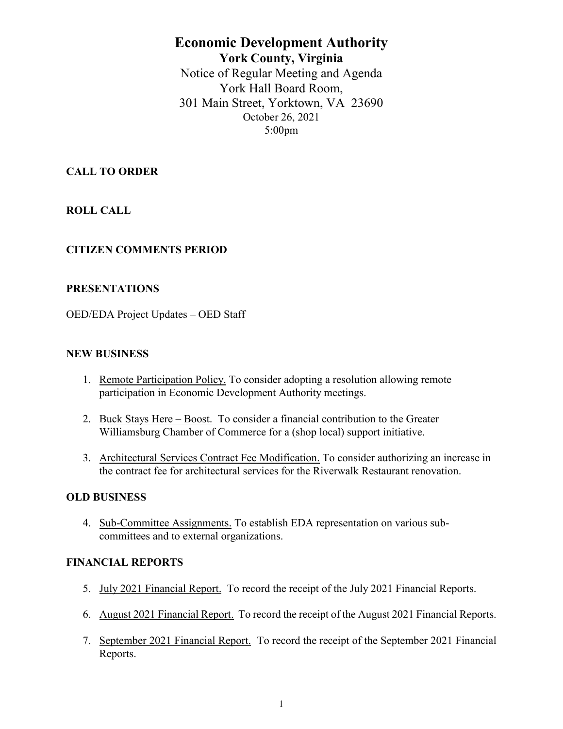# Economic Development Authority

## York County, Virginia

Notice of Regular Meeting and Agenda
York Hall Board Room,
301 Main Street, Yorktown, VA 23690
October 26, 2021
5:00pm

**CALL TO ORDER**

**ROLL CALL**

**CITIZEN COMMENTS PERIOD**

**PRESENTATIONS**

OED/EDA Project Updates – OED Staff

**NEW BUSINESS**

1. Remote Participation Policy. To consider adopting a resolution allowing remote participation in Economic Development Authority meetings.

2. Buck Stays Here – Boost. To consider a financial contribution to the Greater Williamsburg Chamber of Commerce for a (shop local) support initiative.

3. Architectural Services Contract Fee Modification. To consider authorizing an increase in the contract fee for architectural services for the Riverwalk Restaurant renovation.

**OLD BUSINESS**

4. Sub-Committee Assignments. To establish EDA representation on various sub-committees and to external organizations.

**FINANCIAL REPORTS**

5. July 2021 Financial Report. To record the receipt of the July 2021 Financial Reports.

6. August 2021 Financial Report. To record the receipt of the August 2021 Financial Reports.

7. September 2021 Financial Report. To record the receipt of the September 2021 Financial Reports.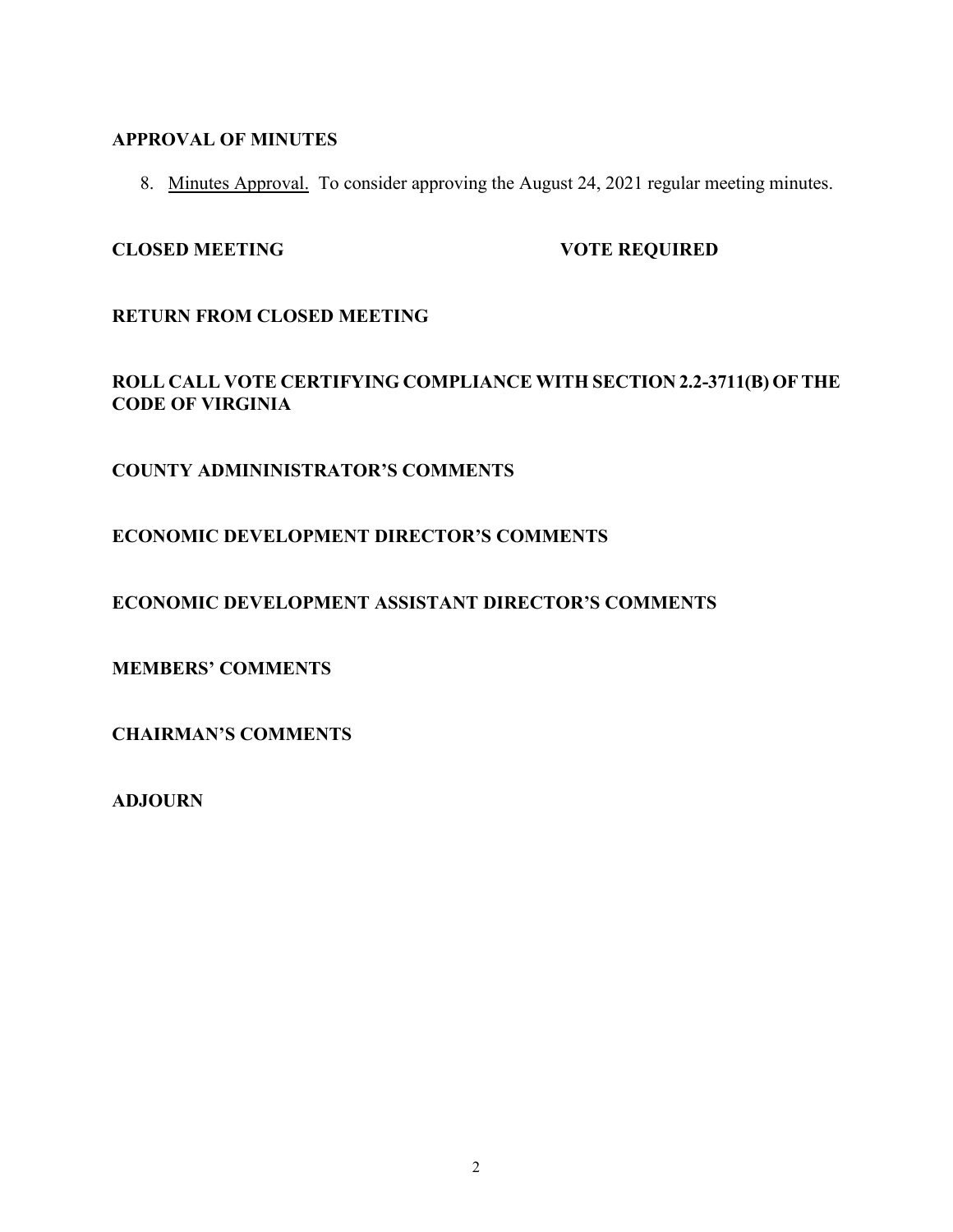**APPROVAL OF MINUTES**

8. Minutes Approval. To consider approving the August 24, 2021 regular meeting minutes.

**CLOSED MEETING** **VOTE REQUIRED**

**RETURN FROM CLOSED MEETING**

**ROLL CALL VOTE CERTIFYING COMPLIANCE WITH SECTION 2.2-3711(B) OF THE CODE OF VIRGINIA**

**COUNTY ADMININISTRATOR'S COMMENTS**

**ECONOMIC DEVELOPMENT DIRECTOR'S COMMENTS**

**ECONOMIC DEVELOPMENT ASSISTANT DIRECTOR'S COMMENTS**

**MEMBERS' COMMENTS**

**CHAIRMAN'S COMMENTS**

**ADJOURN**